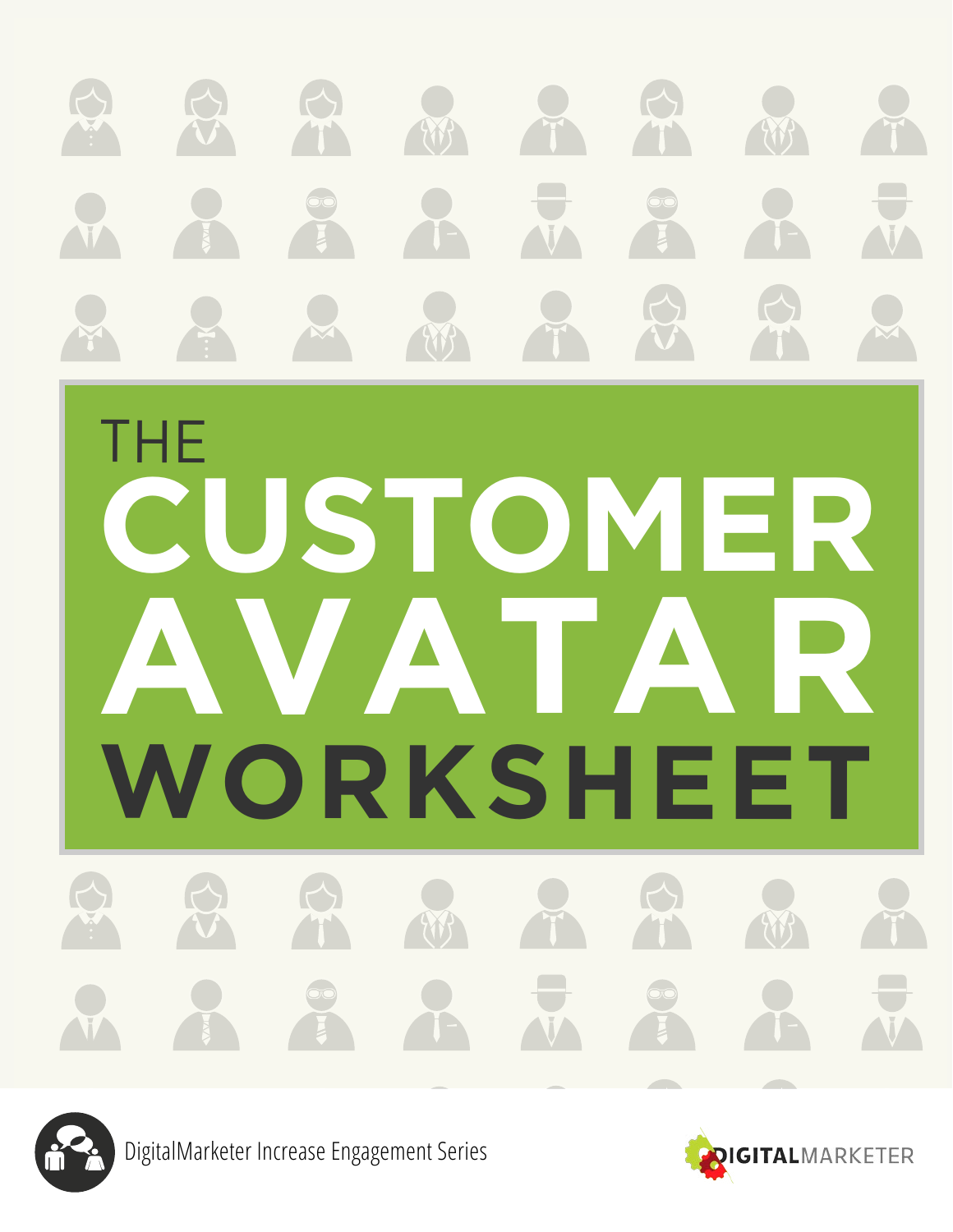# THE CUSTOMER AVATAR WORKSHEET

DigitalMarketer Increase Engagement Series

DIGITALMARKETER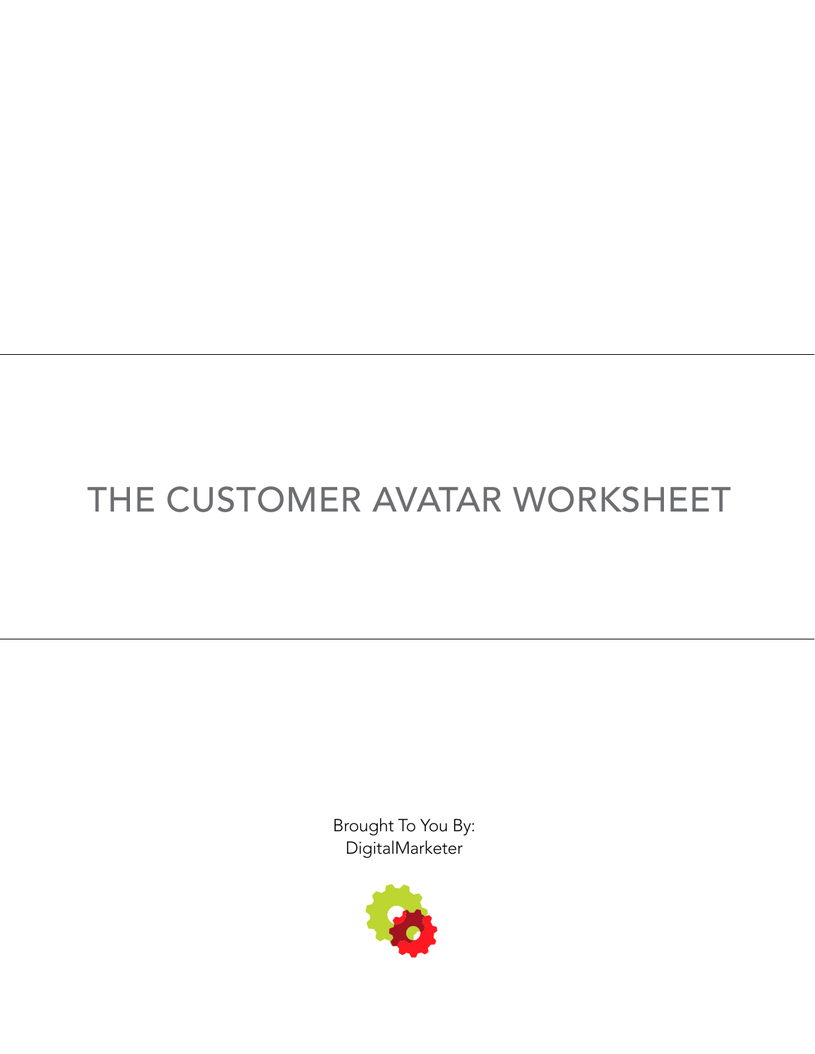# THE CUSTOMER AVATAR WORKSHEET

Brought To You By:
DigitalMarketer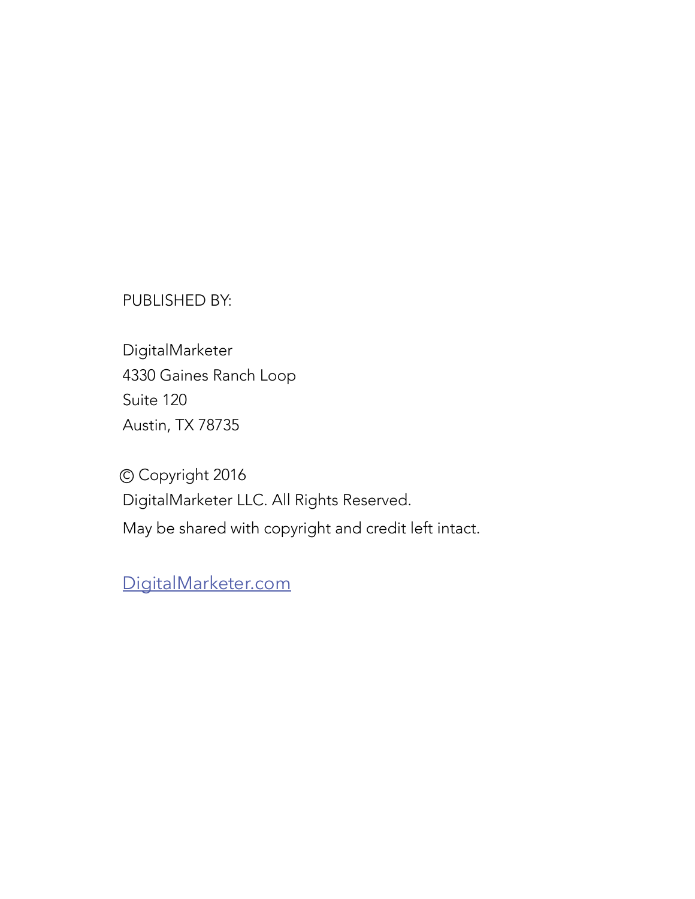PUBLISHED BY:

DigitalMarketer
4330 Gaines Ranch Loop
Suite 120
Austin, TX 78735

© Copyright 2016
DigitalMarketer LLC. All Rights Reserved.
May be shared with copyright and credit left intact.

[DigitalMarketer.com](http://DigitalMarketer.com)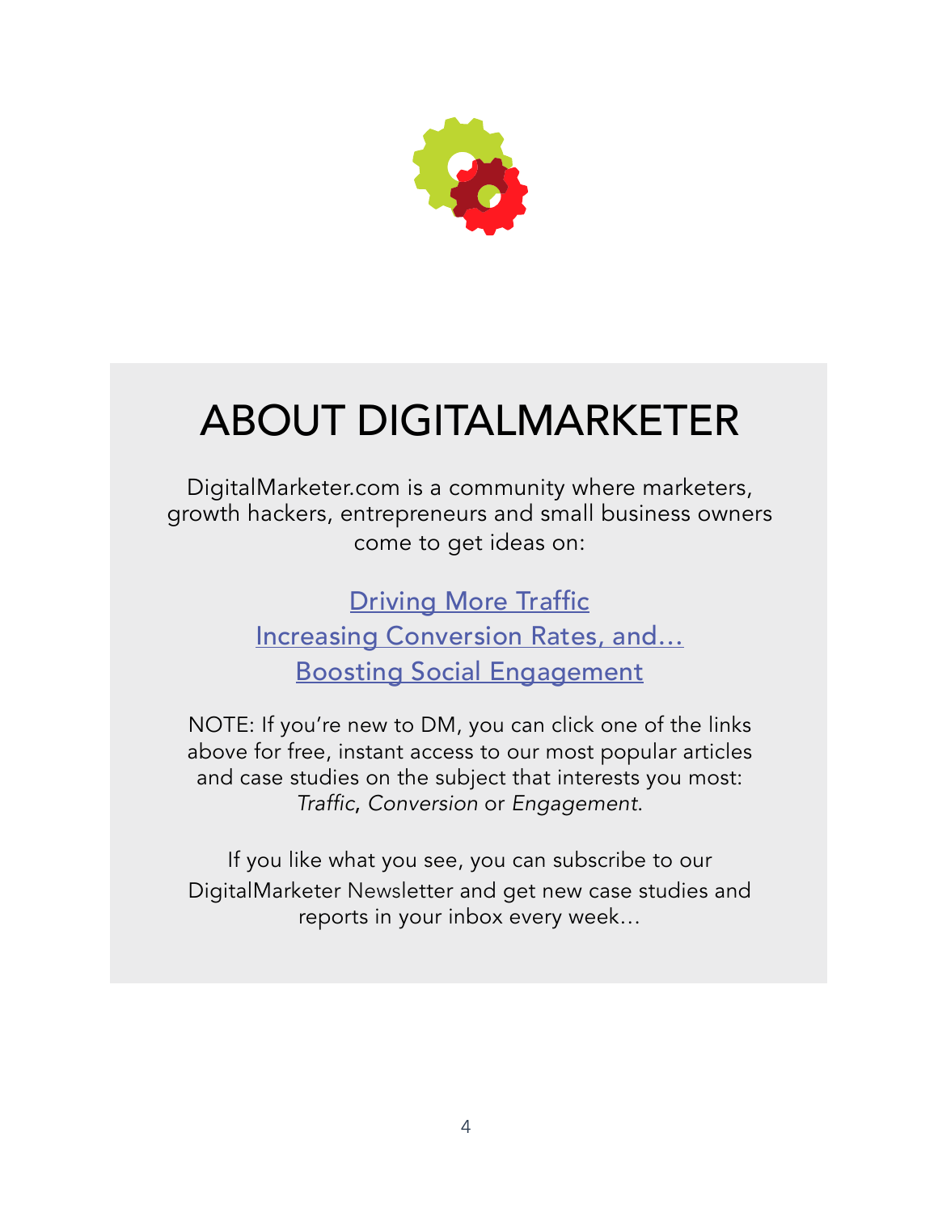# ABOUT DIGITALMARKETER

DigitalMarketer.com is a community where marketers, growth hackers, entrepreneurs and small business owners come to get ideas on:

Driving More Traffic
Increasing Conversion Rates, and…
Boosting Social Engagement

NOTE: If you're new to DM, you can click one of the links above for free, instant access to our most popular articles and case studies on the subject that interests you most: *Traffic*, *Conversion* or *Engagement*.

If you like what you see, you can subscribe to our DigitalMarketer Newsletter and get new case studies and reports in your inbox every week…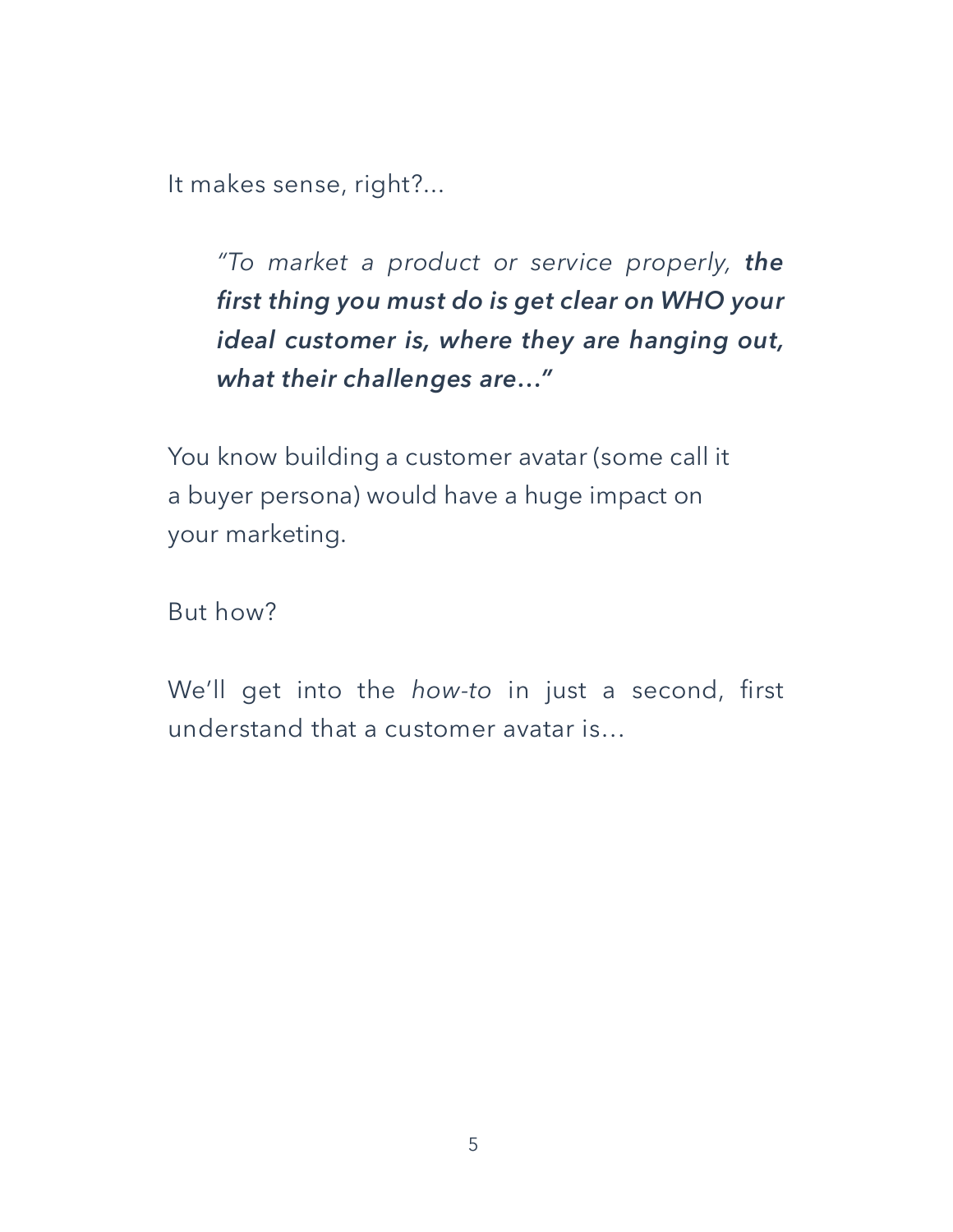It makes sense, right?...

> *"To market a product or service properly, **the first thing you must do is get clear on WHO your ideal customer is, where they are hanging out, what their challenges are…"***

You know building a customer avatar (some call it a buyer persona) would have a huge impact on your marketing.

But how?

We'll get into the *how-to* in just a second, first understand that a customer avatar is…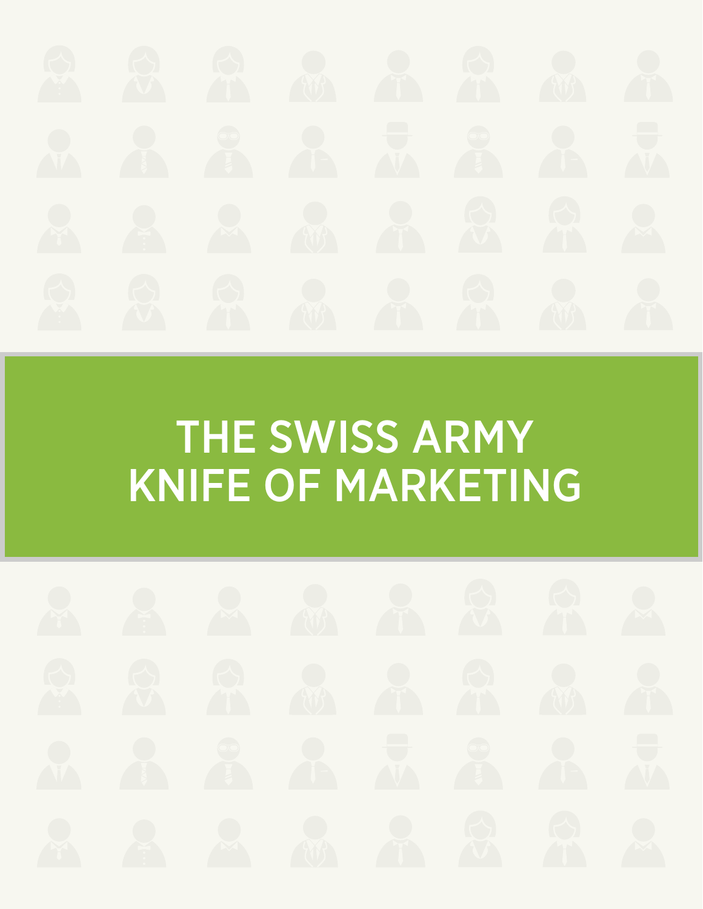# THE SWISS ARMY KNIFE OF MARKETING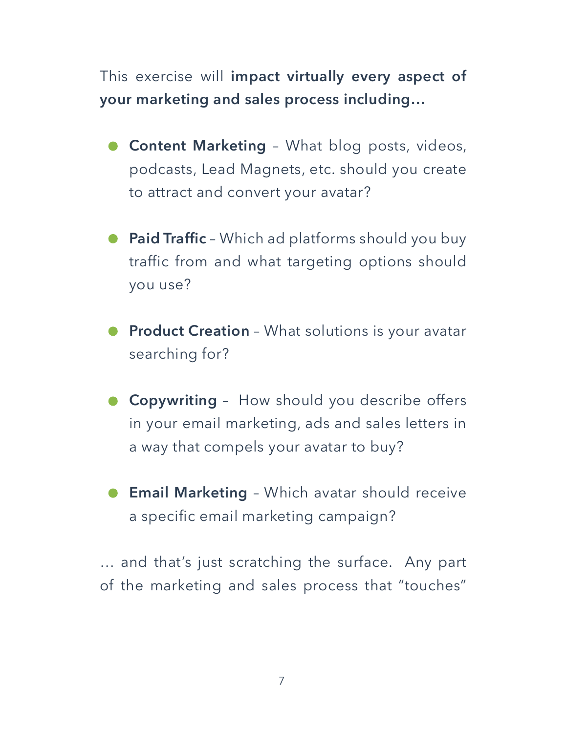This exercise will **impact virtually every aspect of your marketing and sales process including…**

- **Content Marketing** – What blog posts, videos, podcasts, Lead Magnets, etc. should you create to attract and convert your avatar?
- **Paid Traffic** – Which ad platforms should you buy traffic from and what targeting options should you use?
- **Product Creation** – What solutions is your avatar searching for?
- **Copywriting** – How should you describe offers in your email marketing, ads and sales letters in a way that compels your avatar to buy?
- **Email Marketing** – Which avatar should receive a specific email marketing campaign?

… and that's just scratching the surface. Any part of the marketing and sales process that "touches"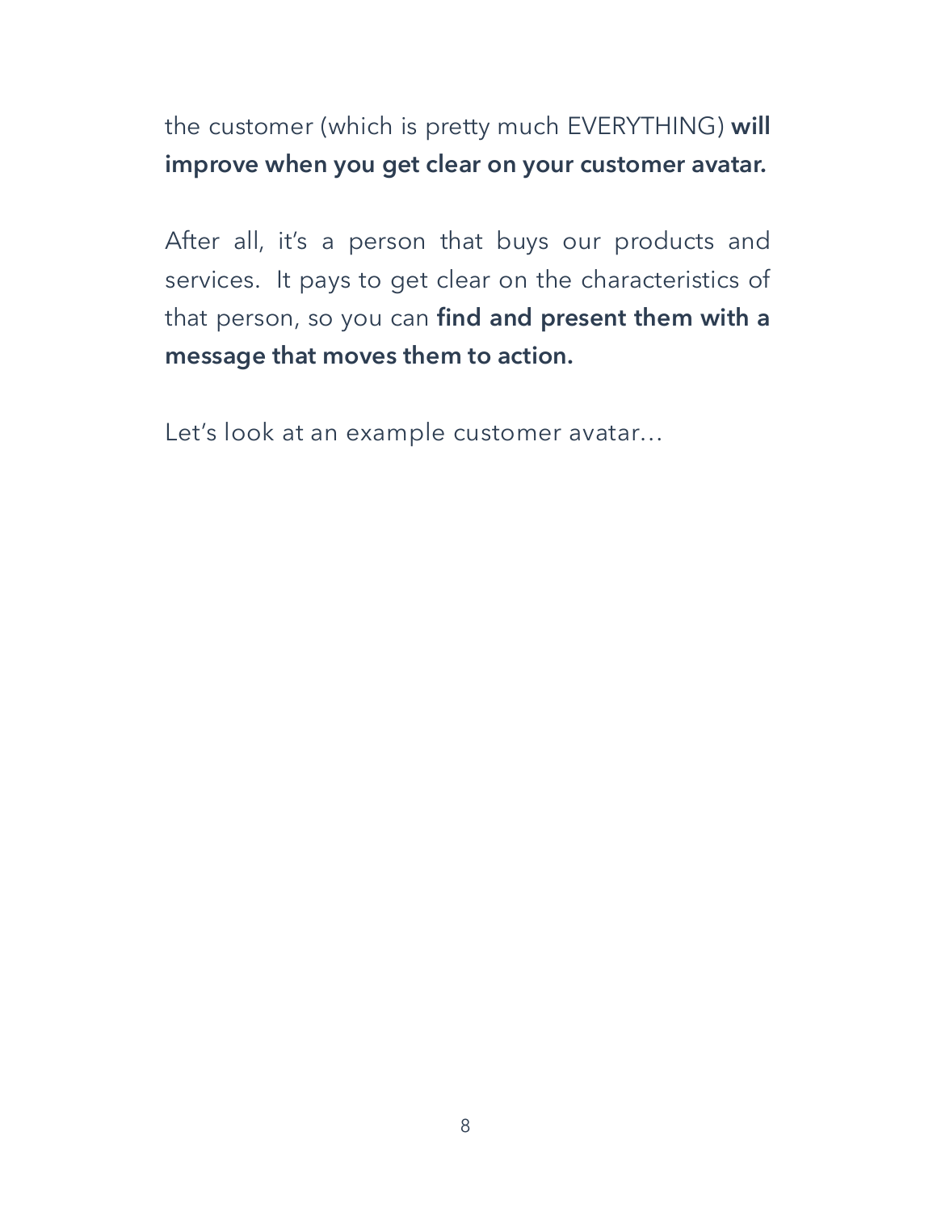the customer (which is pretty much EVERYTHING) **will improve when you get clear on your customer avatar.**

After all, it's a person that buys our products and services. It pays to get clear on the characteristics of that person, so you can **find and present them with a message that moves them to action.**

Let's look at an example customer avatar…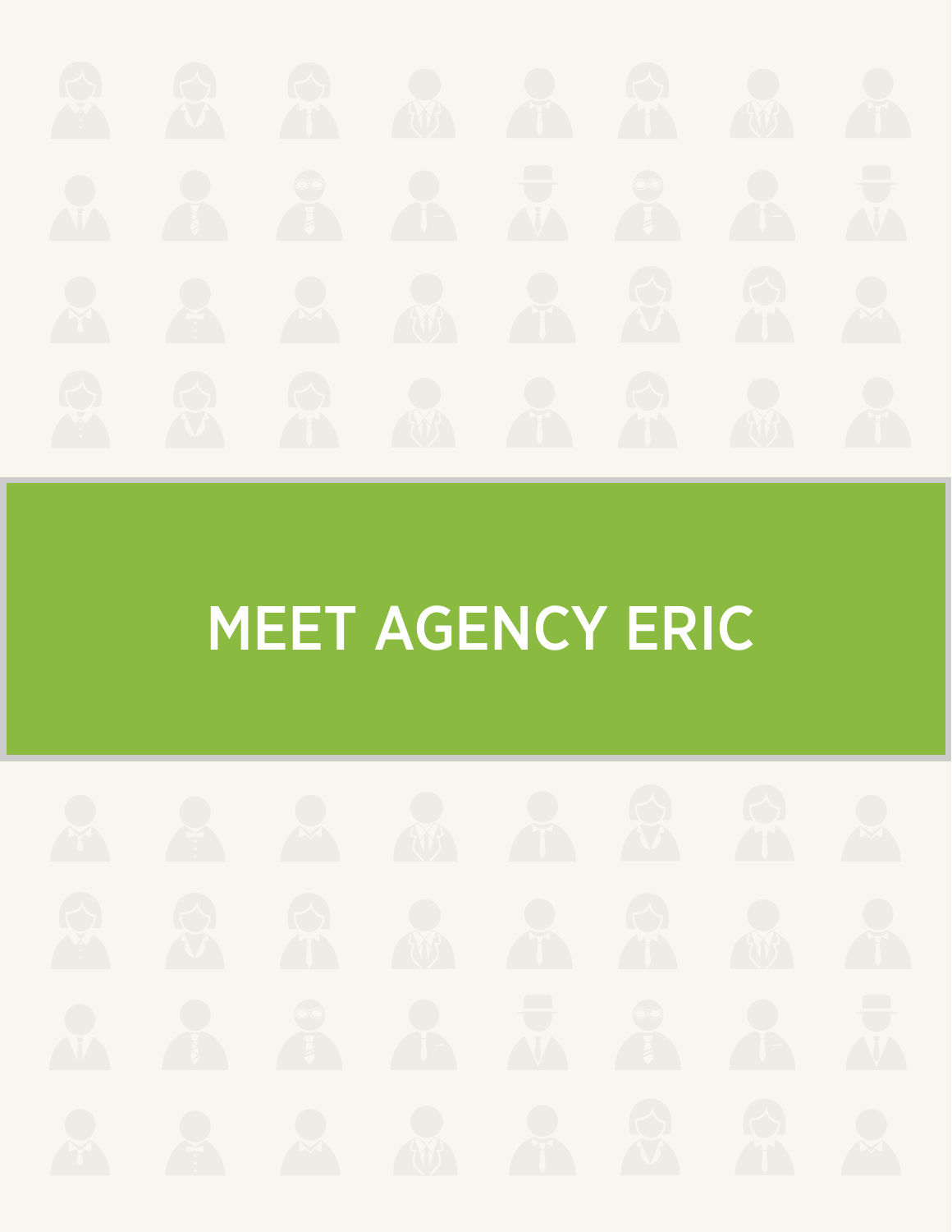# MEET AGENCY ERIC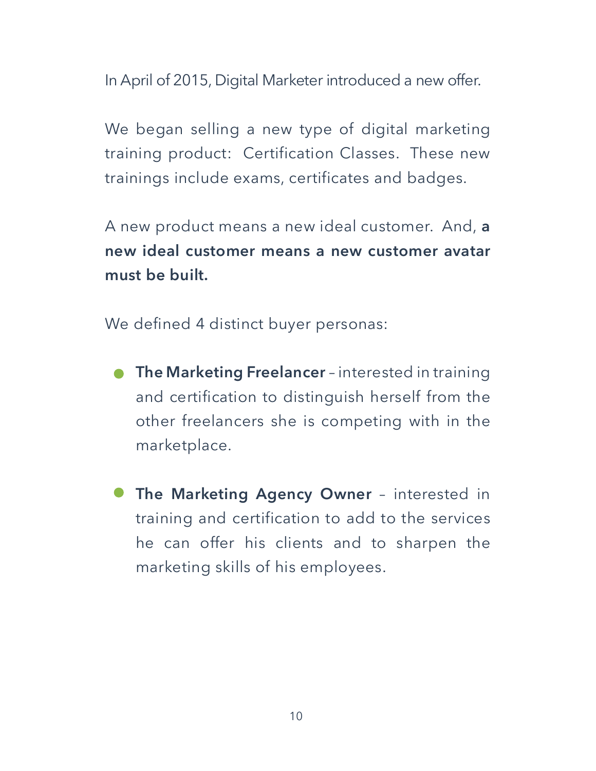In April of 2015, Digital Marketer introduced a new offer.

We began selling a new type of digital marketing training product: Certification Classes. These new trainings include exams, certificates and badges.

A new product means a new ideal customer. And, **a new ideal customer means a new customer avatar must be built.**

We defined 4 distinct buyer personas:

- **The Marketing Freelancer** – interested in training and certification to distinguish herself from the other freelancers she is competing with in the marketplace.
- **The Marketing Agency Owner** – interested in training and certification to add to the services he can offer his clients and to sharpen the marketing skills of his employees.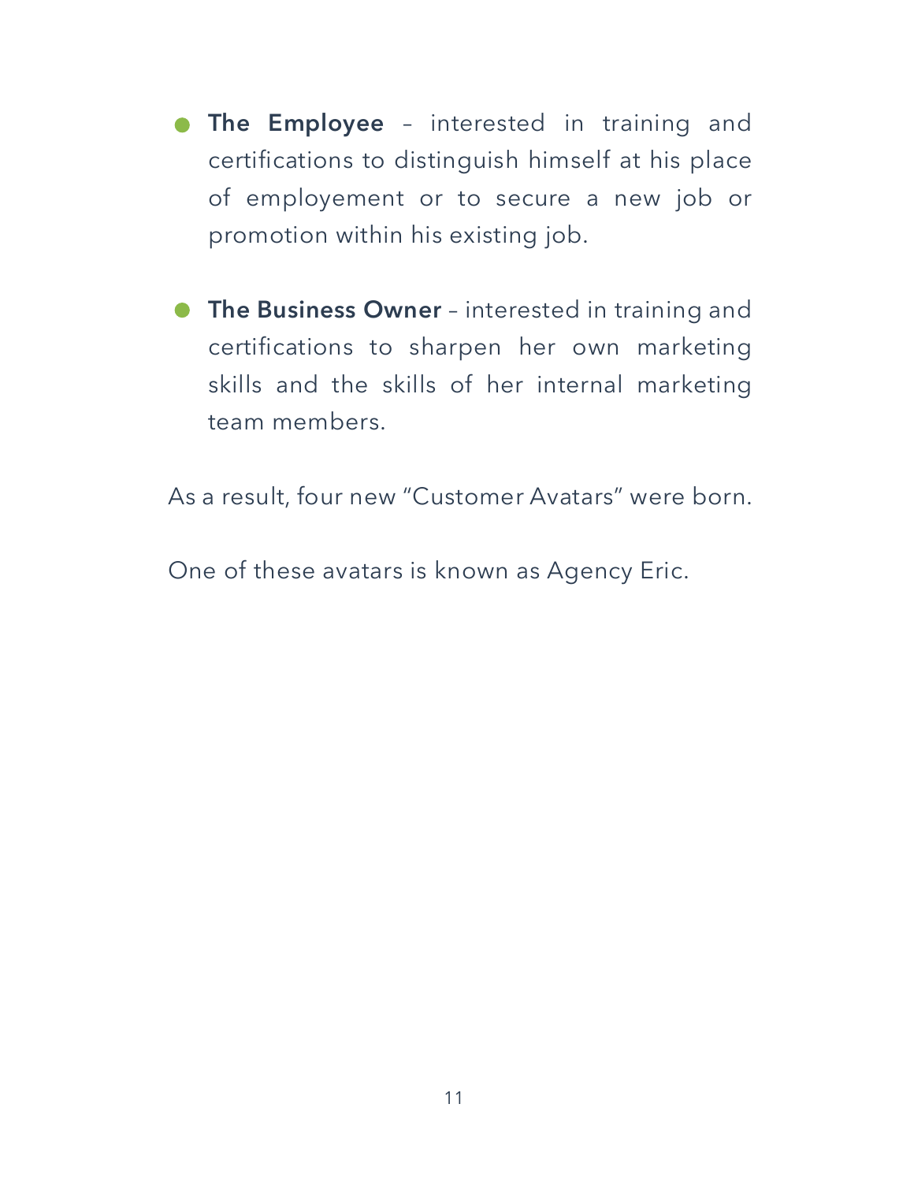- **The Employee** – interested in training and certifications to distinguish himself at his place of employement or to secure a new job or promotion within his existing job.

- **The Business Owner** – interested in training and certifications to sharpen her own marketing skills and the skills of her internal marketing team members.

As a result, four new “Customer Avatars” were born.

One of these avatars is known as Agency Eric.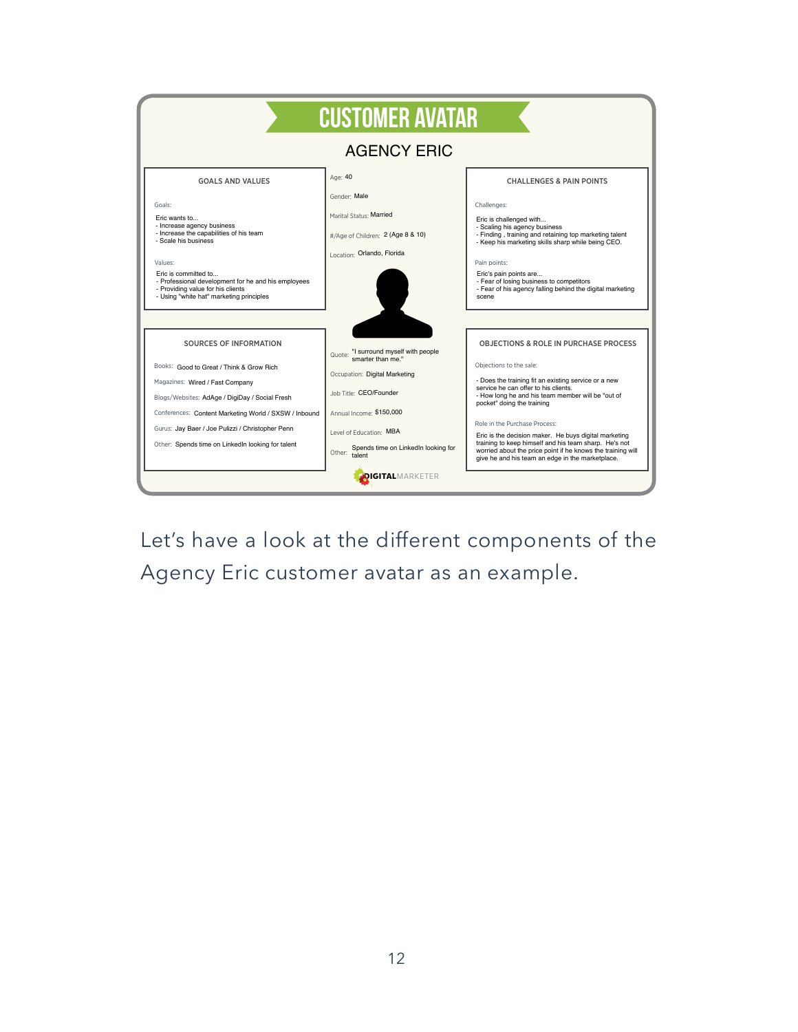# CUSTOMER AVATAR

## AGENCY ERIC

### GOALS AND VALUES

Goals:

Eric wants to...
- Increase agency business
- Increase the capabilities of his team
- Scale his business

Values:

Eric is committed to...
- Professional development for he and his employees
- Providing value for his clients
- Using "white hat" marketing principles

Age: 40

Gender: Male

Marital Status: Married

#/Age of Children: 2 (Age 8 & 10)

Location: Orlando, Florida

### CHALLENGES & PAIN POINTS

Challenges:

Eric is challenged with...
- Scaling his agency business
- Finding , training and retaining top marketing talent
- Keep his marketing skills sharp while being CEO.

Pain points:

Eric's pain points are...
- Fear of losing business to competitors
- Fear of his agency falling behind the digital marketing scene

### SOURCES OF INFORMATION

Books: Good to Great / Think & Grow Rich

Magazines: Wired / Fast Company

Blogs/Websites: AdAge / DigiDay / Social Fresh

Conferences: Content Marketing World / SXSW / Inbound

Gurus: Jay Baer / Joe Pulizzi / Christopher Penn

Other: Spends time on LinkedIn looking for talent

Quote: "I surround myself with people smarter than me."

Occupation: Digital Marketing

Job Title: CEO/Founder

Annual Income: $150,000

Level of Education: MBA

Other: Spends time on LinkedIn looking for talent

### OBJECTIONS & ROLE IN PURCHASE PROCESS

Objections to the sale:

- Does the training fit an existing service or a new service he can offer to his clients.
- How long he and his team member will be "out of pocket" doing the training

Role in the Purchase Process:

Eric is the decision maker. He buys digital marketing training to keep himself and his team sharp. He's not worried about the price point if he knows the training will give he and his team an edge in the marketplace.

DIGITALMARKETER

Let's have a look at the different components of the Agency Eric customer avatar as an example.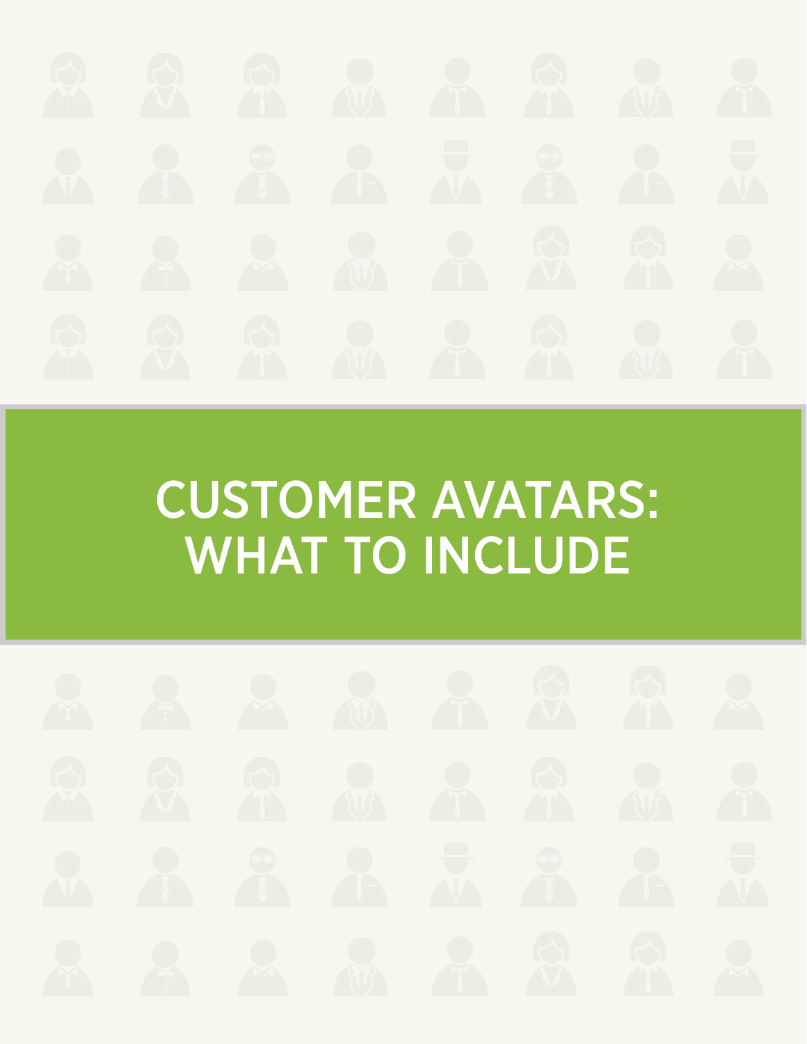# CUSTOMER AVATARS: WHAT TO INCLUDE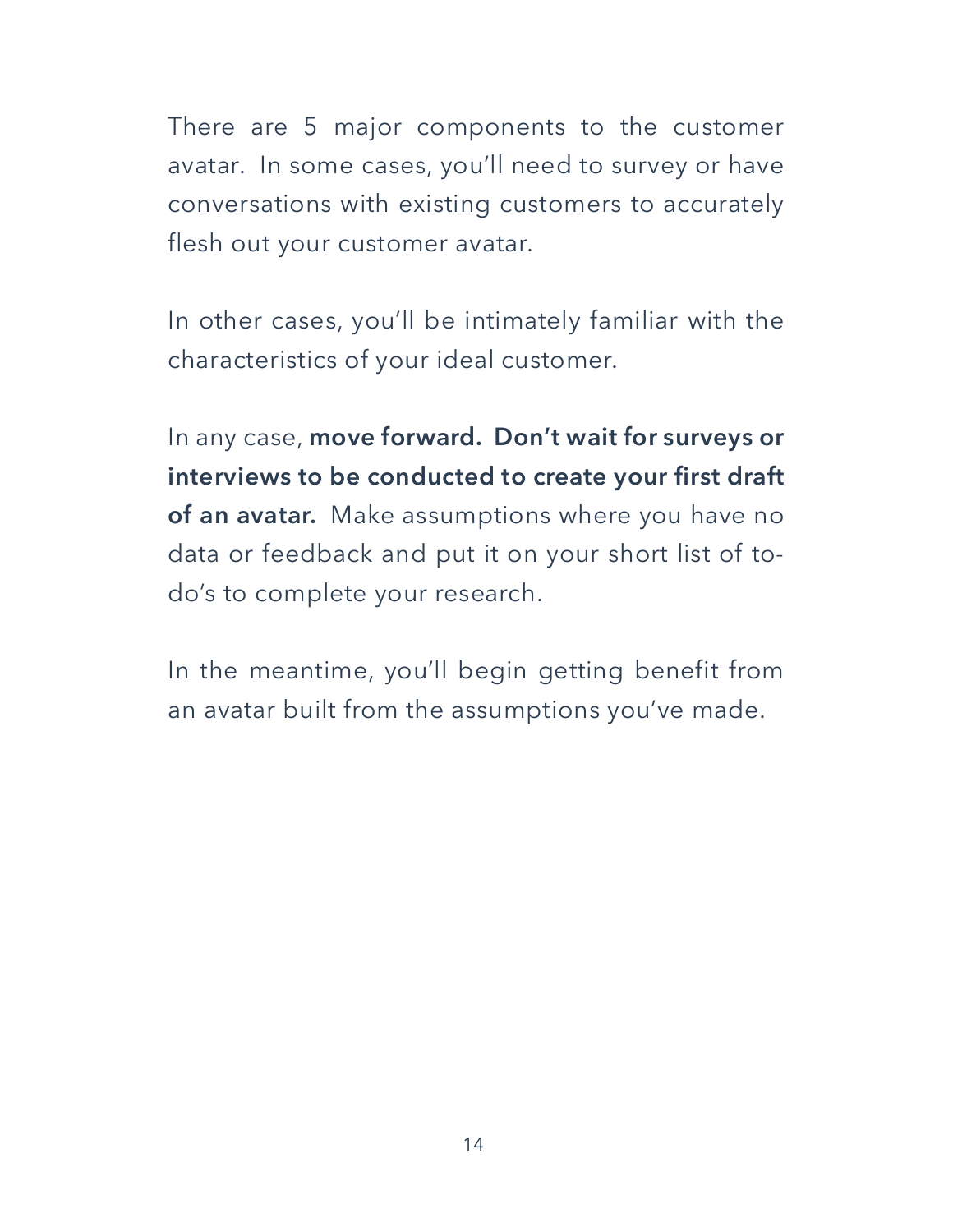There are 5 major components to the customer avatar. In some cases, you'll need to survey or have conversations with existing customers to accurately flesh out your customer avatar.

In other cases, you'll be intimately familiar with the characteristics of your ideal customer.

In any case, **move forward. Don't wait for surveys or interviews to be conducted to create your first draft of an avatar.** Make assumptions where you have no data or feedback and put it on your short list of to-do's to complete your research.

In the meantime, you'll begin getting benefit from an avatar built from the assumptions you've made.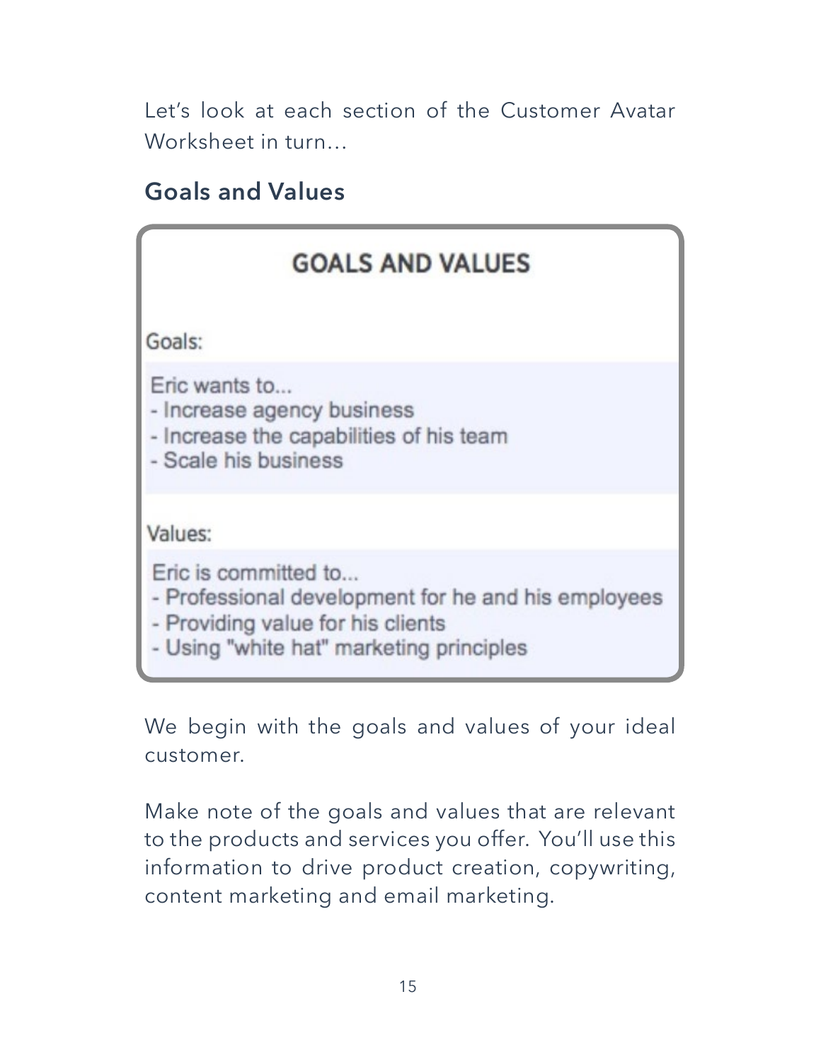Let's look at each section of the Customer Avatar Worksheet in turn…

## Goals and Values

### GOALS AND VALUES

Goals:

Eric wants to...
- Increase agency business
- Increase the capabilities of his team
- Scale his business

Values:

Eric is committed to...
- Professional development for he and his employees
- Providing value for his clients
- Using "white hat" marketing principles

We begin with the goals and values of your ideal customer.

Make note of the goals and values that are relevant to the products and services you offer. You'll use this information to drive product creation, copywriting, content marketing and email marketing.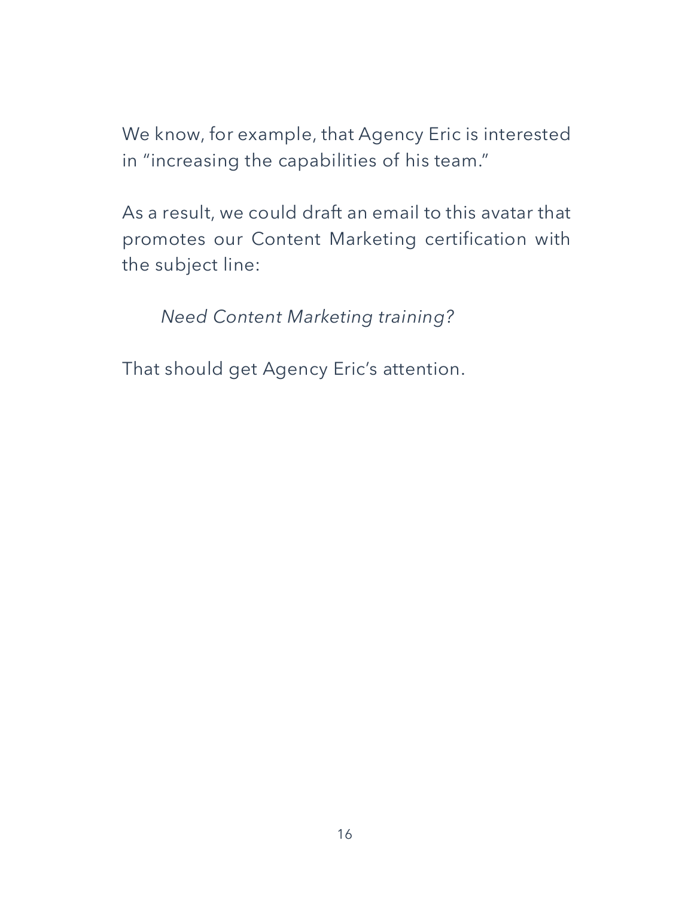We know, for example, that Agency Eric is interested in "increasing the capabilities of his team."

As a result, we could draft an email to this avatar that promotes our Content Marketing certification with the subject line:

> *Need Content Marketing training?*

That should get Agency Eric's attention.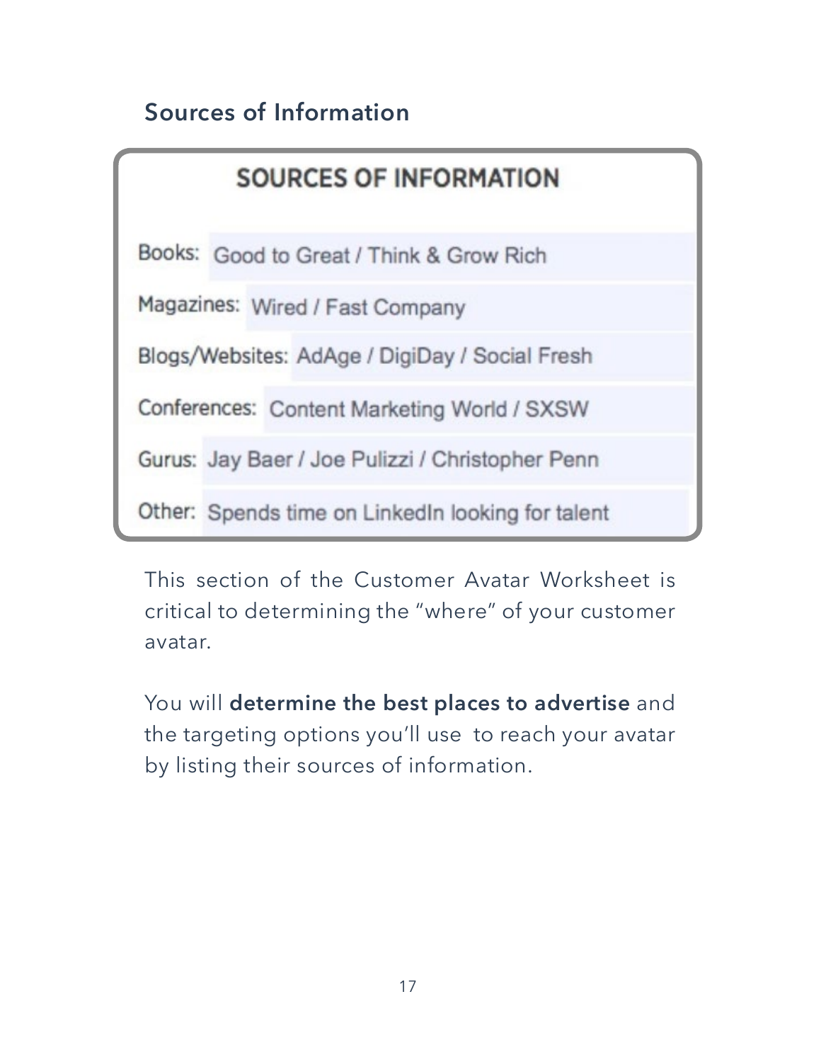## Sources of Information

| SOURCES OF INFORMATION | |
|---|---|
| Books: | Good to Great / Think & Grow Rich |
| Magazines: | Wired / Fast Company |
| Blogs/Websites: | AdAge / DigiDay / Social Fresh |
| Conferences: | Content Marketing World / SXSW |
| Gurus: | Jay Baer / Joe Pulizzi / Christopher Penn |
| Other: | Spends time on LinkedIn looking for talent |

This section of the Customer Avatar Worksheet is critical to determining the "where" of your customer avatar.

You will **determine the best places to advertise** and the targeting options you'll use to reach your avatar by listing their sources of information.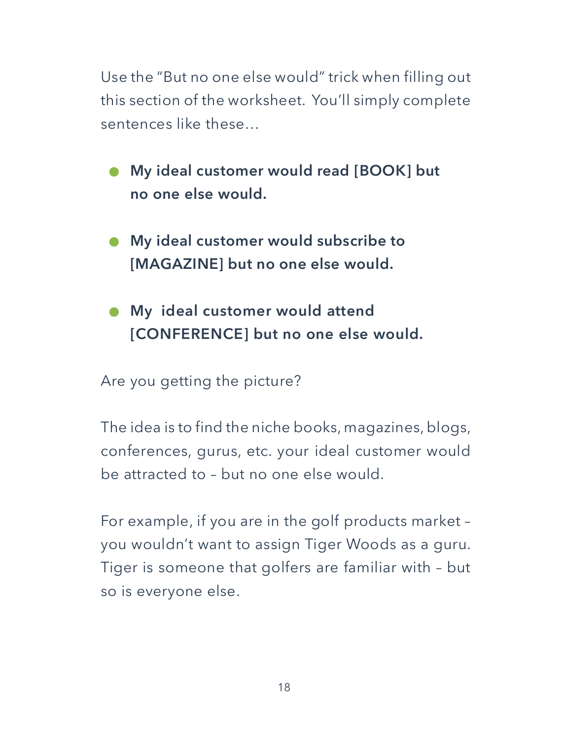Use the "But no one else would" trick when filling out this section of the worksheet. You'll simply complete sentences like these…

- **My ideal customer would read [BOOK] but no one else would.**
- **My ideal customer would subscribe to [MAGAZINE] but no one else would.**
- **My ideal customer would attend [CONFERENCE] but no one else would.**

Are you getting the picture?

The idea is to find the niche books, magazines, blogs, conferences, gurus, etc. your ideal customer would be attracted to – but no one else would.

For example, if you are in the golf products market – you wouldn't want to assign Tiger Woods as a guru. Tiger is someone that golfers are familiar with – but so is everyone else.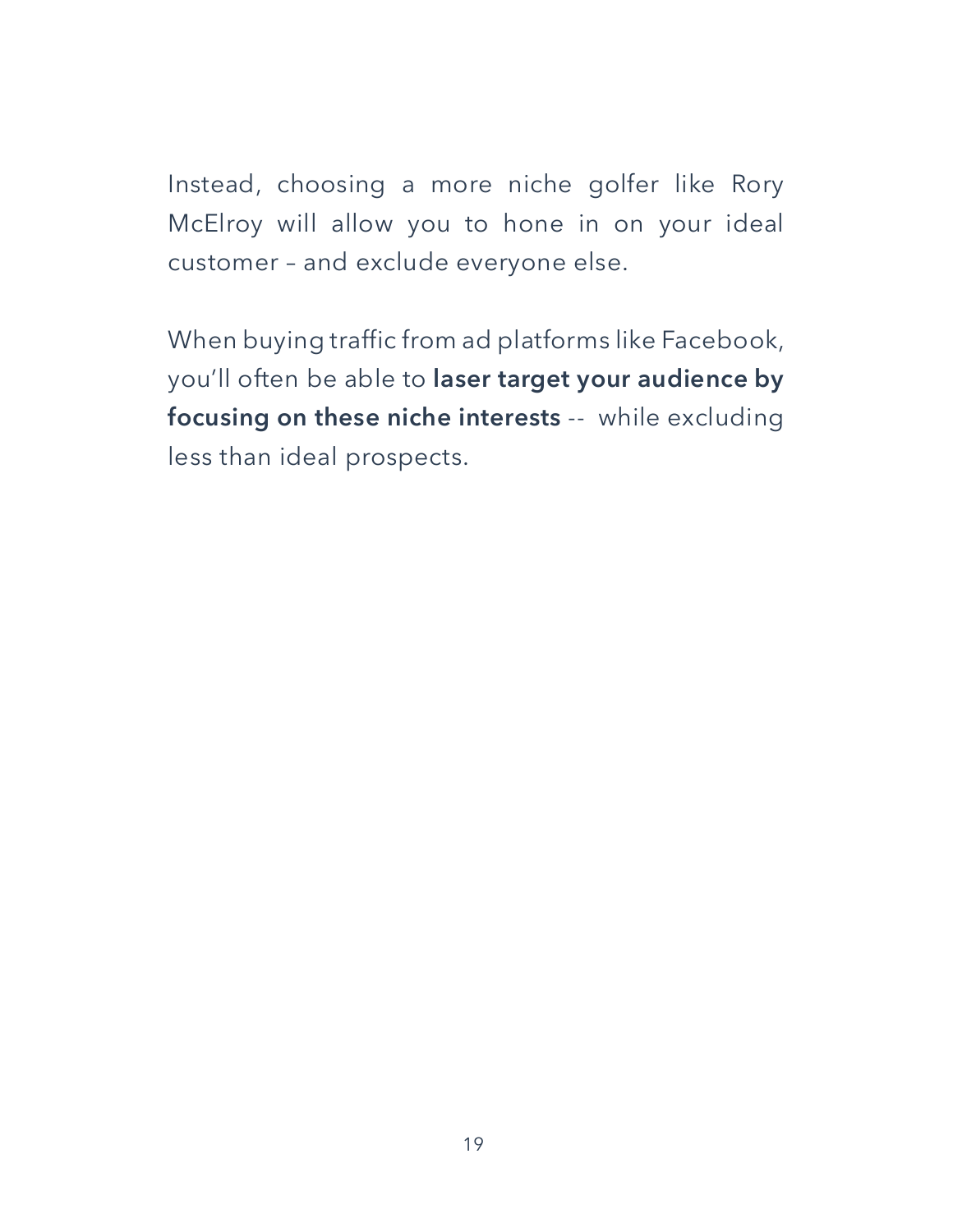Instead, choosing a more niche golfer like Rory McElroy will allow you to hone in on your ideal customer – and exclude everyone else.

When buying traffic from ad platforms like Facebook, you'll often be able to **laser target your audience by focusing on these niche interests** --  while excluding less than ideal prospects.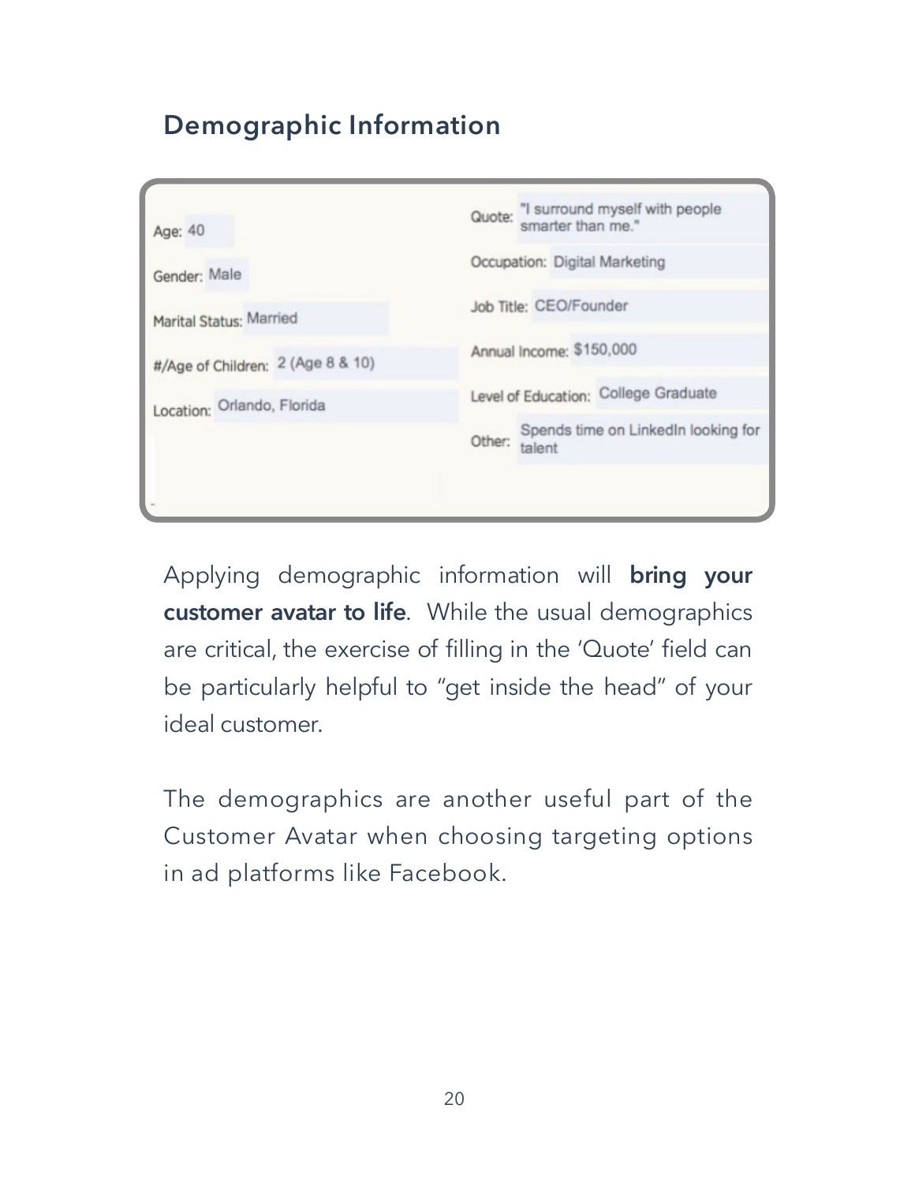## Demographic Information

| | |
|---|---|
| Age: 40 | Quote: "I surround myself with people smarter than me." |
| Gender: Male | Occupation: Digital Marketing |
| Marital Status: Married | Job Title: CEO/Founder |
| #/Age of Children: 2 (Age 8 & 10) | Annual Income: $150,000 |
| Location: Orlando, Florida | Level of Education: College Graduate |
| | Other: Spends time on LinkedIn looking for talent |

Applying demographic information will **bring your customer avatar to life**. While the usual demographics are critical, the exercise of filling in the 'Quote' field can be particularly helpful to "get inside the head" of your ideal customer.

The demographics are another useful part of the Customer Avatar when choosing targeting options in ad platforms like Facebook.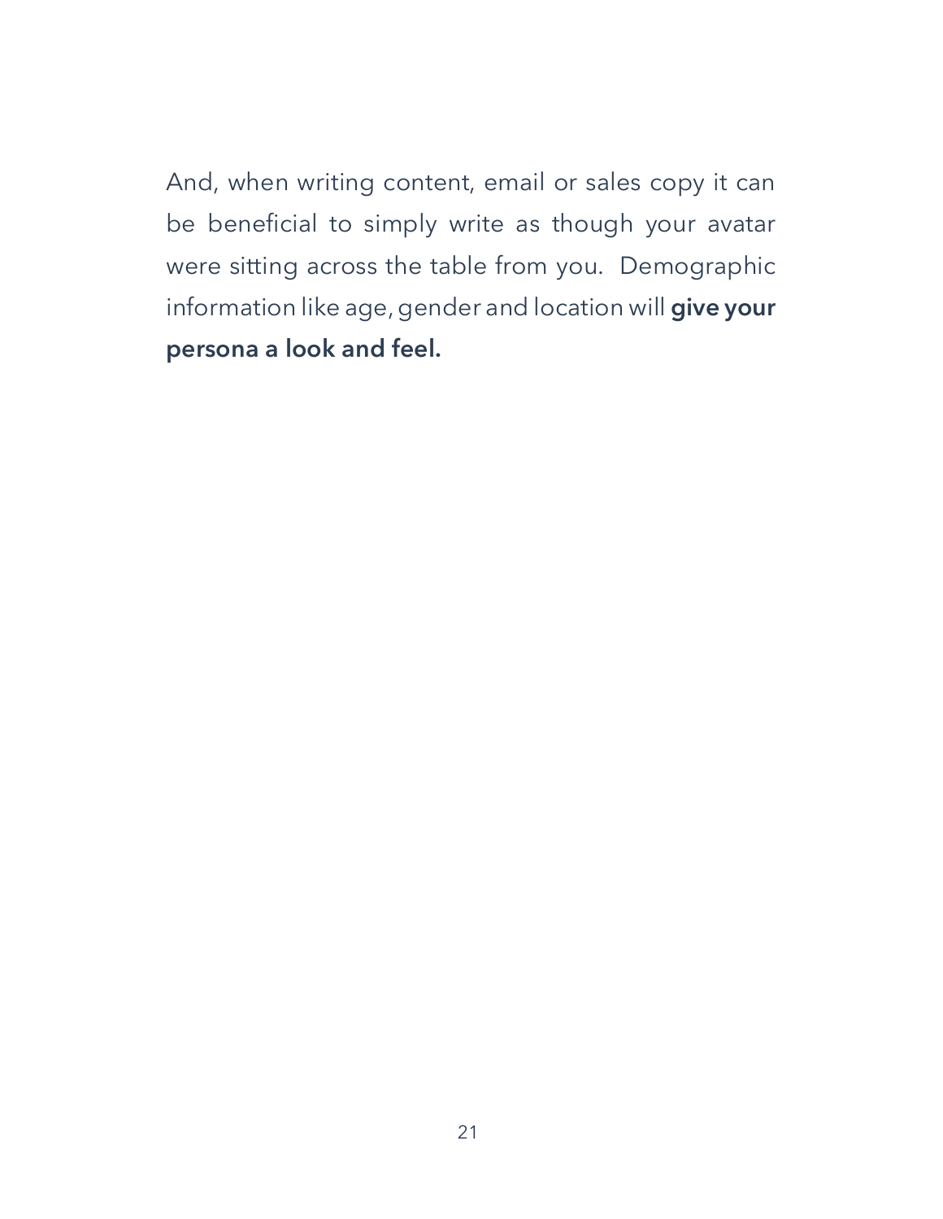And, when writing content, email or sales copy it can be beneficial to simply write as though your avatar were sitting across the table from you.  Demographic information like age, gender and location will **give your persona a look and feel.**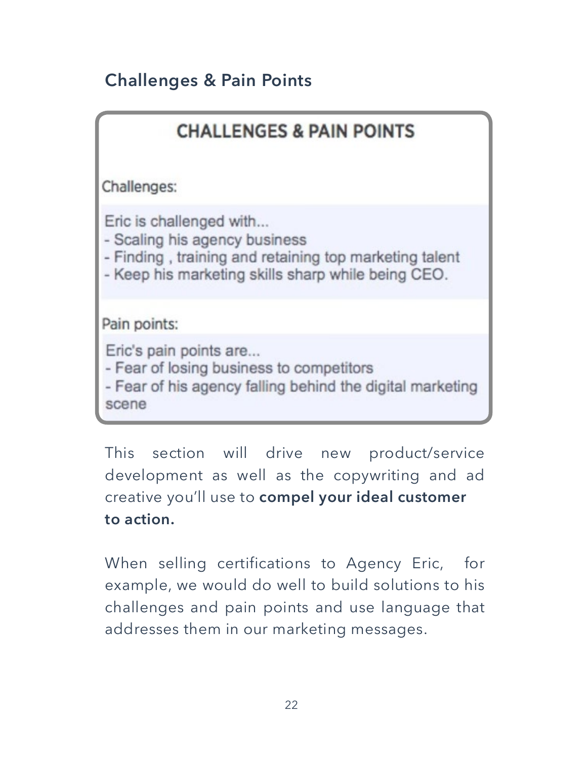## Challenges & Pain Points

**CHALLENGES & PAIN POINTS**

Challenges:

Eric is challenged with...
- Scaling his agency business
- Finding , training and retaining top marketing talent
- Keep his marketing skills sharp while being CEO.

Pain points:

Eric's pain points are...
- Fear of losing business to competitors
- Fear of his agency falling behind the digital marketing scene

This section will drive new product/service development as well as the copywriting and ad creative you'll use to **compel your ideal customer to action.**

When selling certifications to Agency Eric, for example, we would do well to build solutions to his challenges and pain points and use language that addresses them in our marketing messages.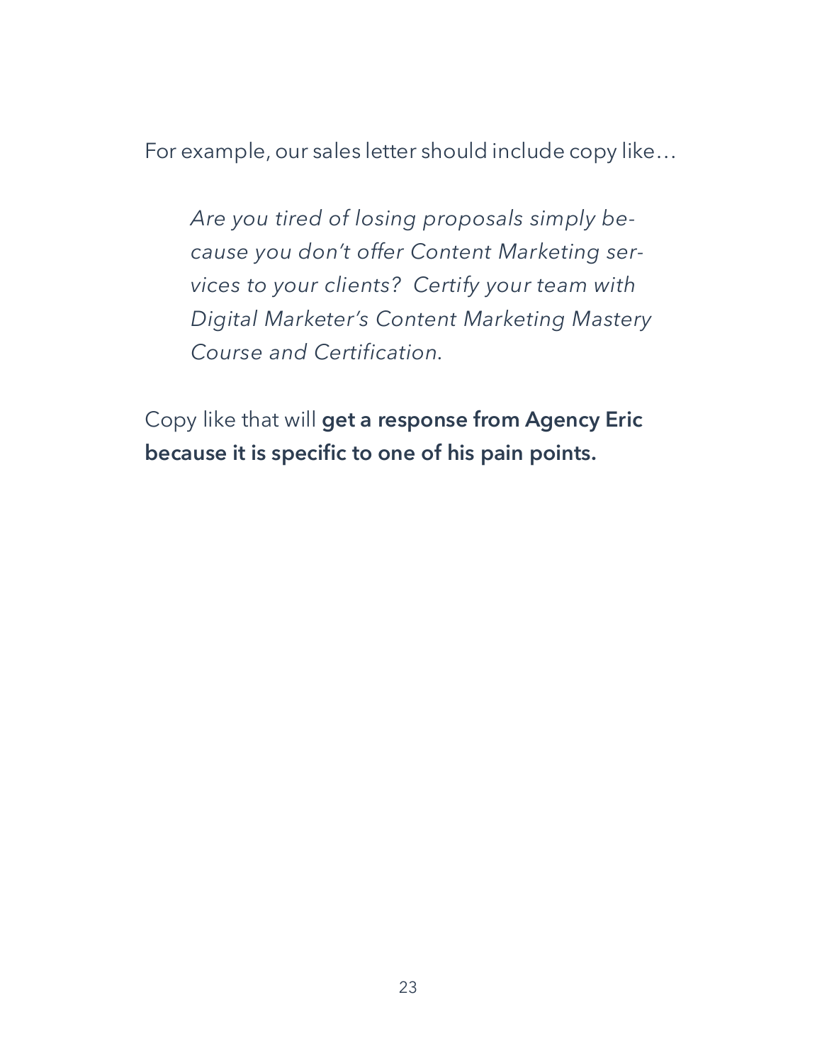For example, our sales letter should include copy like…

> *Are you tired of losing proposals simply because you don't offer Content Marketing services to your clients? Certify your team with Digital Marketer's Content Marketing Mastery Course and Certification.*

Copy like that will **get a response from Agency Eric because it is specific to one of his pain points.**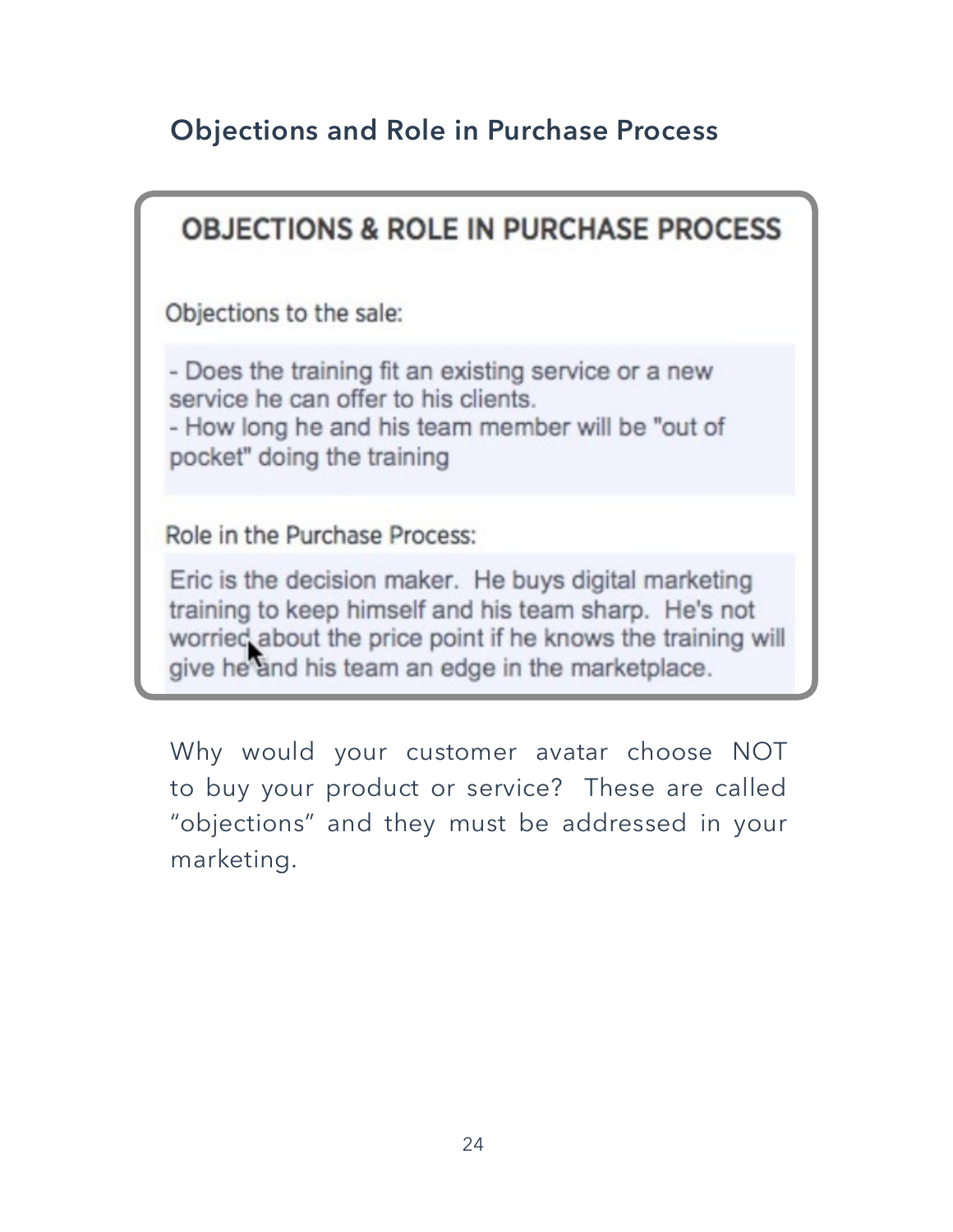## Objections and Role in Purchase Process

### OBJECTIONS & ROLE IN PURCHASE PROCESS

Objections to the sale:

- Does the training fit an existing service or a new service he can offer to his clients.
- How long he and his team member will be "out of pocket" doing the training

Role in the Purchase Process:

Eric is the decision maker. He buys digital marketing training to keep himself and his team sharp. He's not worried about the price point if he knows the training will give he and his team an edge in the marketplace.

Why would your customer avatar choose NOT to buy your product or service? These are called "objections" and they must be addressed in your marketing.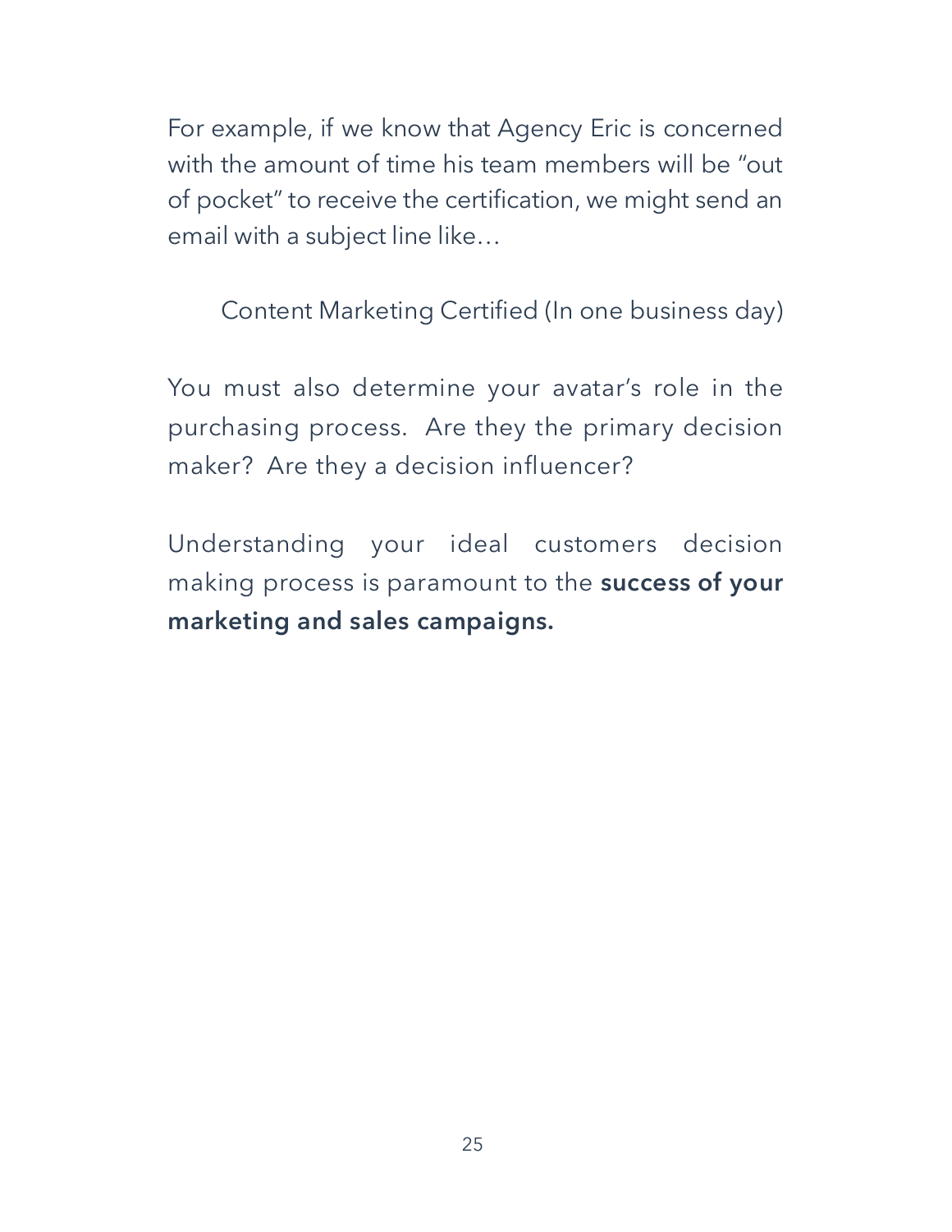For example, if we know that Agency Eric is concerned with the amount of time his team members will be "out of pocket" to receive the certification, we might send an email with a subject line like…

> Content Marketing Certified (In one business day)

You must also determine your avatar's role in the purchasing process.  Are they the primary decision maker?  Are they a decision influencer?

Understanding your ideal customers decision making process is paramount to the **success of your marketing and sales campaigns.**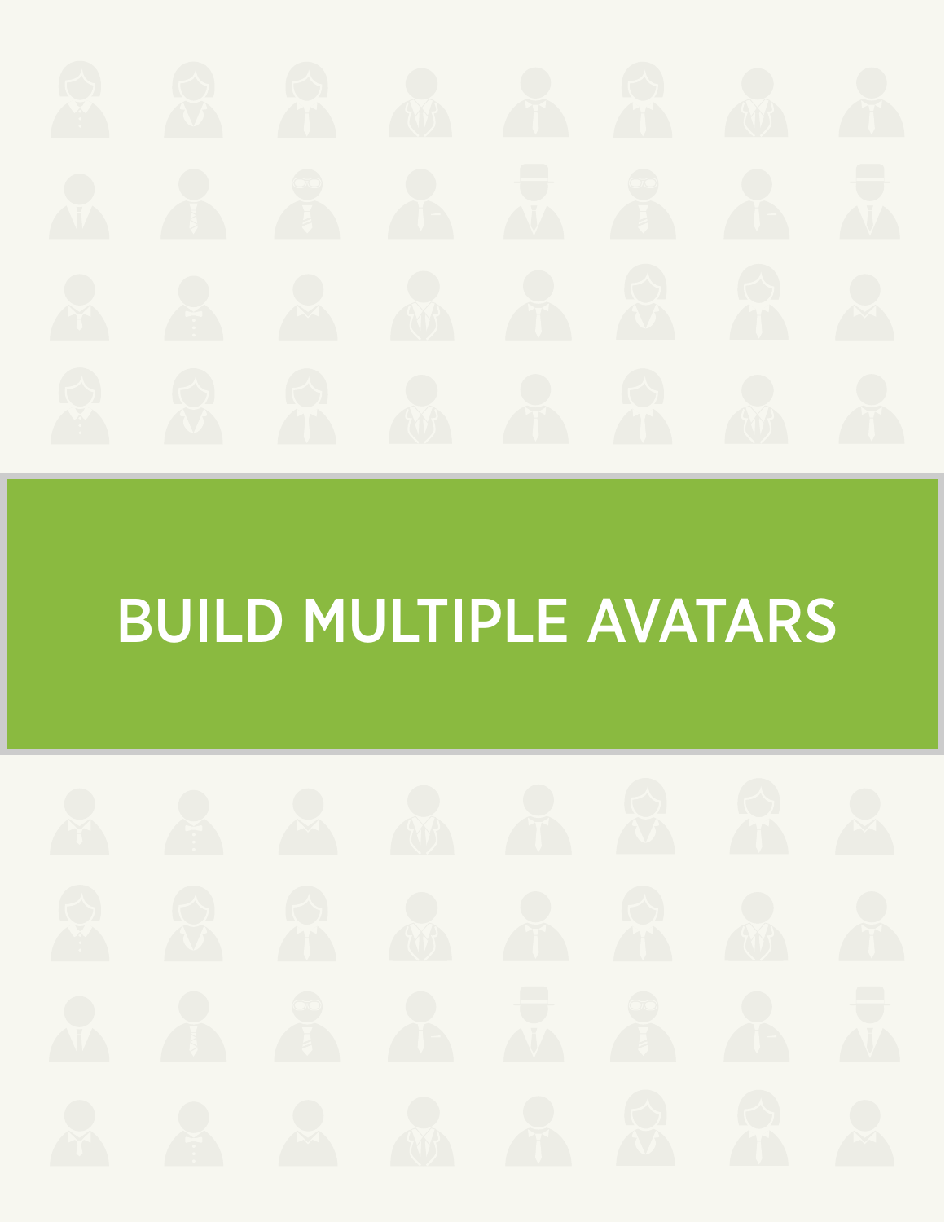# BUILD MULTIPLE AVATARS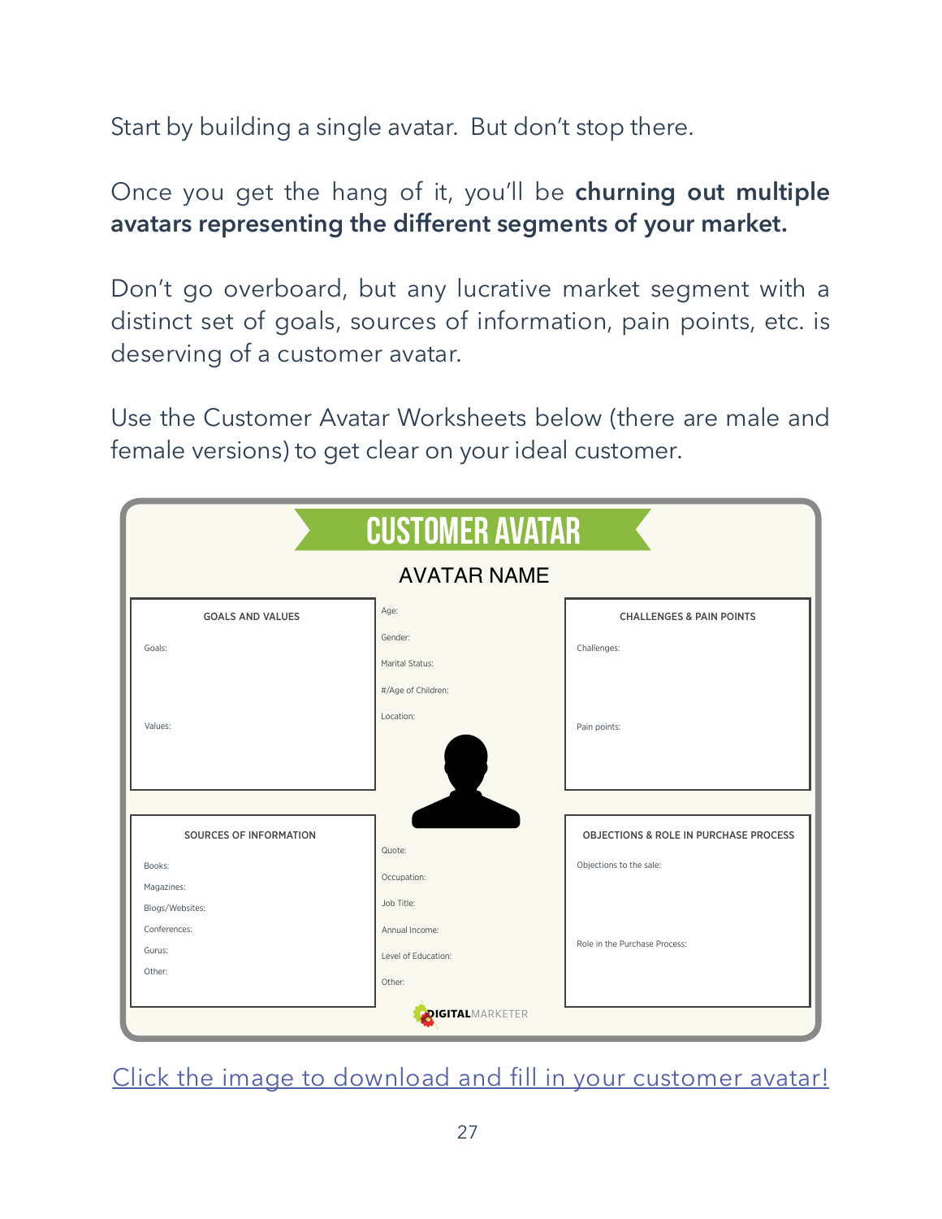Start by building a single avatar. But don't stop there.

Once you get the hang of it, you'll be **churning out multiple avatars representing the different segments of your market.**

Don't go overboard, but any lucrative market segment with a distinct set of goals, sources of information, pain points, etc. is deserving of a customer avatar.

Use the Customer Avatar Worksheets below (there are male and female versions) to get clear on your ideal customer.

# CUSTOMER AVATAR

AVATAR NAME

**GOALS AND VALUES**

Goals:

Values:

Age:

Gender:

Marital Status:

#/Age of Children:

Location:

**CHALLENGES & PAIN POINTS**

Challenges:

Pain points:

**SOURCES OF INFORMATION**

Books:

Magazines:

Blogs/Websites:

Conferences:

Gurus:

Other:

Quote:

Occupation:

Job Title:

Annual Income:

Level of Education:

Other:

**OBJECTIONS & ROLE IN PURCHASE PROCESS**

Objections to the sale:

Role in the Purchase Process:

DIGITALMARKETER

Click the image to download and fill in your customer avatar!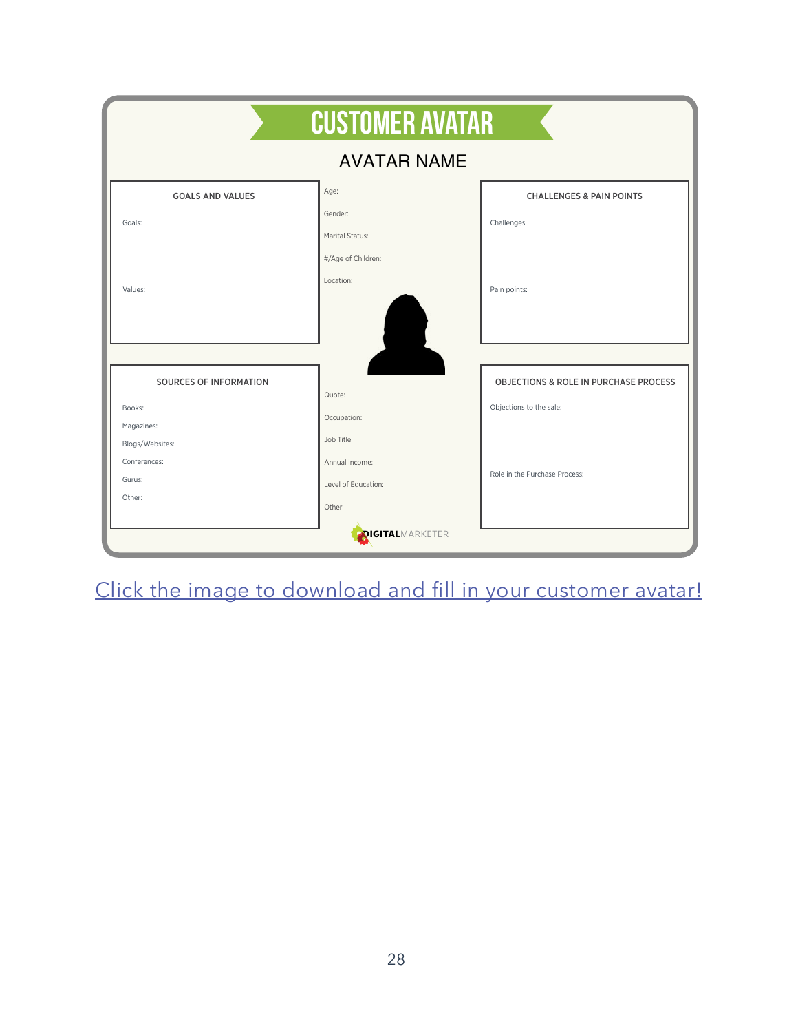# CUSTOMER AVATAR

## AVATAR NAME

### GOALS AND VALUES

Goals:

Values:

---

Age:

Gender:

Marital Status:

#/Age of Children:

Location:

---

### CHALLENGES & PAIN POINTS

Challenges:

Pain points:

---

### SOURCES OF INFORMATION

Books:

Magazines:

Blogs/Websites:

Conferences:

Gurus:

Other:

---

Quote:

Occupation:

Job Title:

Annual Income:

Level of Education:

Other:

---

### OBJECTIONS & ROLE IN PURCHASE PROCESS

Objections to the sale:

Role in the Purchase Process:

---

DIGITALMARKETER

[Click the image to download and fill in your customer avatar!]